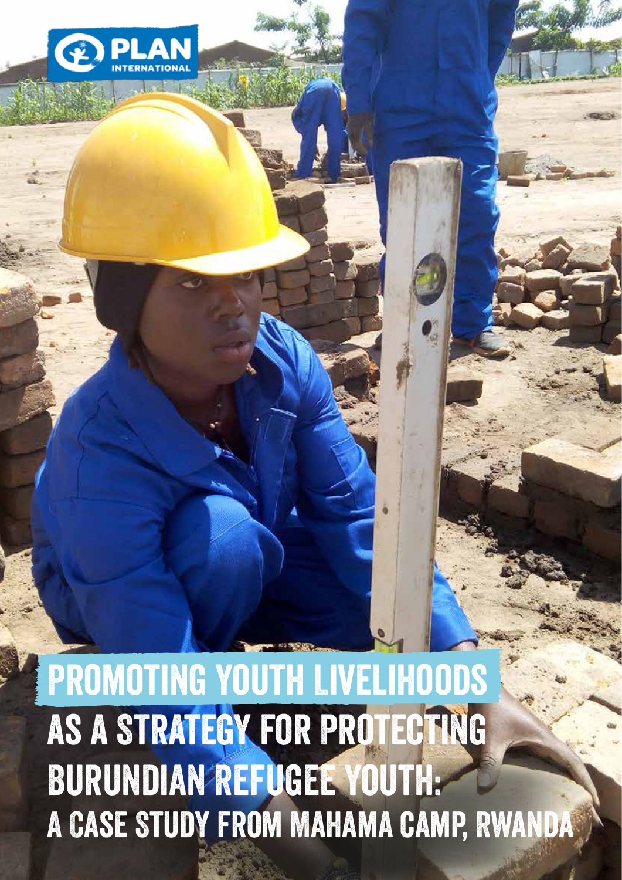PLAN INTERNATIONAL

# PROMOTING YOUTH LIVELIHOODS AS A STRATEGY FOR PROTECTING BURUNDIAN REFUGEE YOUTH: A CASE STUDY FROM MAHAMA CAMP, RWANDA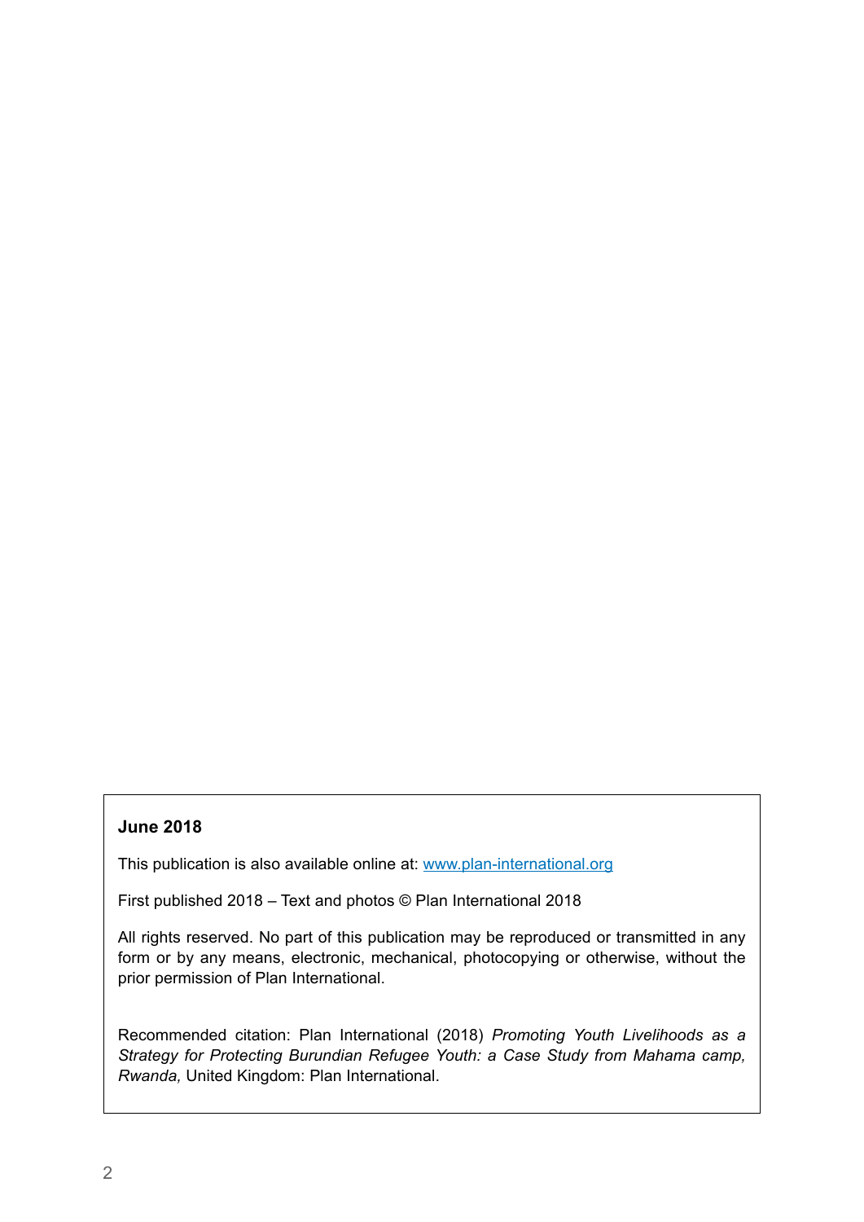**June 2018**

This publication is also available online at: [www.plan-international.org](www.plan-international.org)

First published 2018 – Text and photos © Plan International 2018

All rights reserved. No part of this publication may be reproduced or transmitted in any form or by any means, electronic, mechanical, photocopying or otherwise, without the prior permission of Plan International.

Recommended citation: Plan International (2018) *Promoting Youth Livelihoods as a Strategy for Protecting Burundian Refugee Youth: a Case Study from Mahama camp, Rwanda,* United Kingdom: Plan International.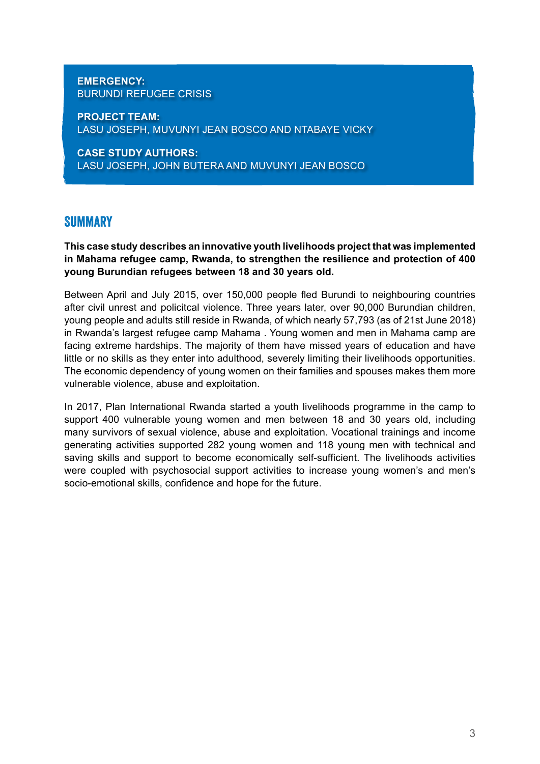**EMERGENCY:**
BURUNDI REFUGEE CRISIS

**PROJECT TEAM:**
LASU JOSEPH, MUVUNYI JEAN BOSCO AND NTABAYE VICKY

**CASE STUDY AUTHORS:**
LASU JOSEPH, JOHN BUTERA AND MUVUNYI JEAN BOSCO

## SUMMARY

**This case study describes an innovative youth livelihoods project that was implemented in Mahama refugee camp, Rwanda, to strengthen the resilience and protection of 400 young Burundian refugees between 18 and 30 years old.**

Between April and July 2015, over 150,000 people fled Burundi to neighbouring countries after civil unrest and policitcal violence. Three years later, over 90,000 Burundian children, young people and adults still reside in Rwanda, of which nearly 57,793 (as of 21st June 2018) in Rwanda's largest refugee camp Mahama . Young women and men in Mahama camp are facing extreme hardships. The majority of them have missed years of education and have little or no skills as they enter into adulthood, severely limiting their livelihoods opportunities. The economic dependency of young women on their families and spouses makes them more vulnerable violence, abuse and exploitation.

In 2017, Plan International Rwanda started a youth livelihoods programme in the camp to support 400 vulnerable young women and men between 18 and 30 years old, including many survivors of sexual violence, abuse and exploitation. Vocational trainings and income generating activities supported 282 young women and 118 young men with technical and saving skills and support to become economically self-sufficient. The livelihoods activities were coupled with psychosocial support activities to increase young women's and men's socio-emotional skills, confidence and hope for the future.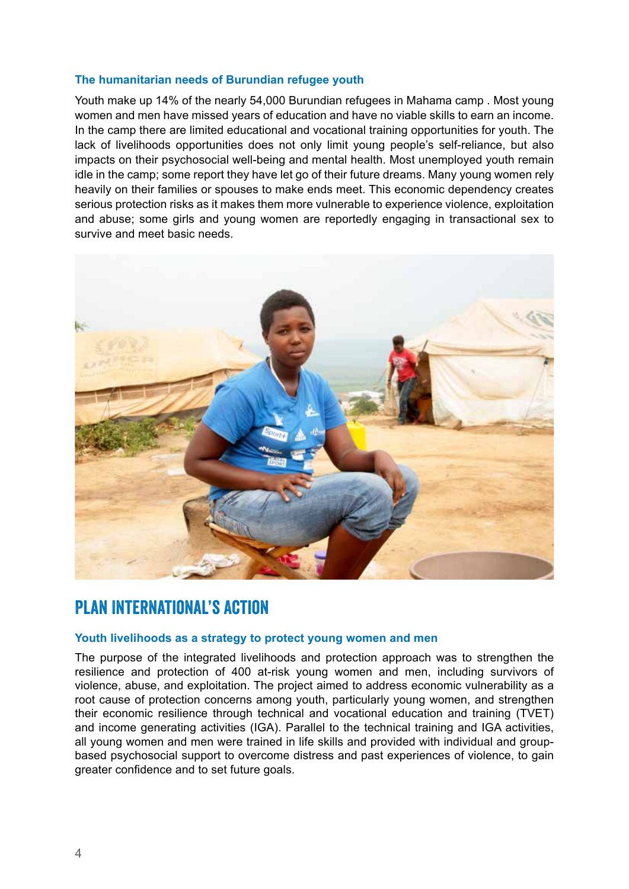### The humanitarian needs of Burundian refugee youth

Youth make up 14% of the nearly 54,000 Burundian refugees in Mahama camp . Most young women and men have missed years of education and have no viable skills to earn an income. In the camp there are limited educational and vocational training opportunities for youth. The lack of livelihoods opportunities does not only limit young people's self-reliance, but also impacts on their psychosocial well-being and mental health. Most unemployed youth remain idle in the camp; some report they have let go of their future dreams. Many young women rely heavily on their families or spouses to make ends meet. This economic dependency creates serious protection risks as it makes them more vulnerable to experience violence, exploitation and abuse; some girls and young women are reportedly engaging in transactional sex to survive and meet basic needs.

## PLAN INTERNATIONAL'S ACTION

### Youth livelihoods as a strategy to protect young women and men

The purpose of the integrated livelihoods and protection approach was to strengthen the resilience and protection of 400 at-risk young women and men, including survivors of violence, abuse, and exploitation. The project aimed to address economic vulnerability as a root cause of protection concerns among youth, particularly young women, and strengthen their economic resilience through technical and vocational education and training (TVET) and income generating activities (IGA). Parallel to the technical training and IGA activities, all young women and men were trained in life skills and provided with individual and group-based psychosocial support to overcome distress and past experiences of violence, to gain greater confidence and to set future goals.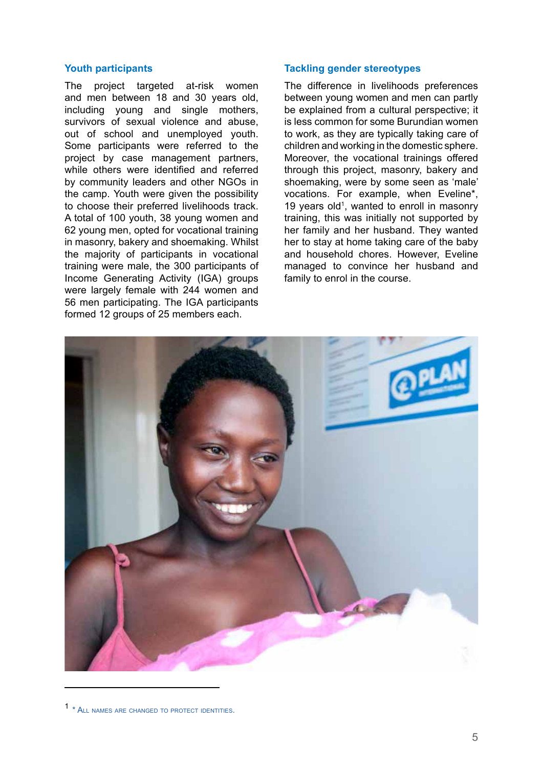## Youth participants

The project targeted at-risk women and men between 18 and 30 years old, including young and single mothers, survivors of sexual violence and abuse, out of school and unemployed youth. Some participants were referred to the project by case management partners, while others were identified and referred by community leaders and other NGOs in the camp. Youth were given the possibility to choose their preferred livelihoods track. A total of 100 youth, 38 young women and 62 young men, opted for vocational training in masonry, bakery and shoemaking. Whilst the majority of participants in vocational training were male, the 300 participants of Income Generating Activity (IGA) groups were largely female with 244 women and 56 men participating. The IGA participants formed 12 groups of 25 members each.

## Tackling gender stereotypes

The difference in livelihoods preferences between young women and men can partly be explained from a cultural perspective; it is less common for some Burundian women to work, as they are typically taking care of children and working in the domestic sphere. Moreover, the vocational trainings offered through this project, masonry, bakery and shoemaking, were by some seen as 'male' vocations. For example, when Eveline*, 19 years old[1], wanted to enroll in masonry training, this was initially not supported by her family and her husband. They wanted her to stay at home taking care of the baby and household chores. However, Eveline managed to convince her husband and family to enrol in the course.

[1] * All names are changed to protect identities.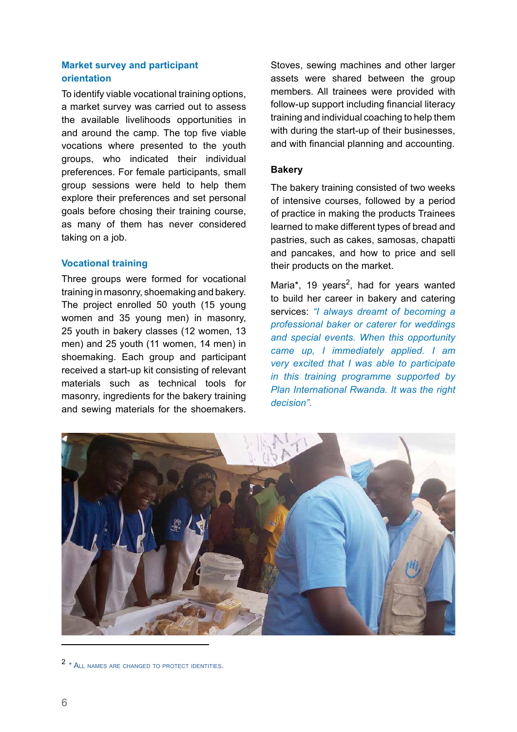## Market survey and participant orientation

To identify viable vocational training options, a market survey was carried out to assess the available livelihoods opportunities in and around the camp. The top five viable vocations where presented to the youth groups, who indicated their individual preferences. For female participants, small group sessions were held to help them explore their preferences and set personal goals before chosing their training course, as many of them has never considered taking on a job.

## Vocational training

Three groups were formed for vocational training in masonry, shoemaking and bakery. The project enrolled 50 youth (15 young women and 35 young men) in masonry, 25 youth in bakery classes (12 women, 13 men) and 25 youth (11 women, 14 men) in shoemaking. Each group and participant received a start-up kit consisting of relevant materials such as technical tools for masonry, ingredients for the bakery training and sewing materials for the shoemakers. Stoves, sewing machines and other larger assets were shared between the group members. All trainees were provided with follow-up support including financial literacy training and individual coaching to help them with during the start-up of their businesses, and with financial planning and accounting.

### Bakery

The bakery training consisted of two weeks of intensive courses, followed by a period of practice in making the products Trainees learned to make different types of bread and pastries, such as cakes, samosas, chapatti and pancakes, and how to price and sell their products on the market.

Maria*, 19 years[2], had for years wanted to build her career in bakery and catering services: *"I always dreamt of becoming a professional baker or caterer for weddings and special events. When this opportunity came up, I immediately applied. I am very excited that I was able to participate in this training programme supported by Plan International Rwanda. It was the right decision".*

---

2 * All names are changed to protect identities.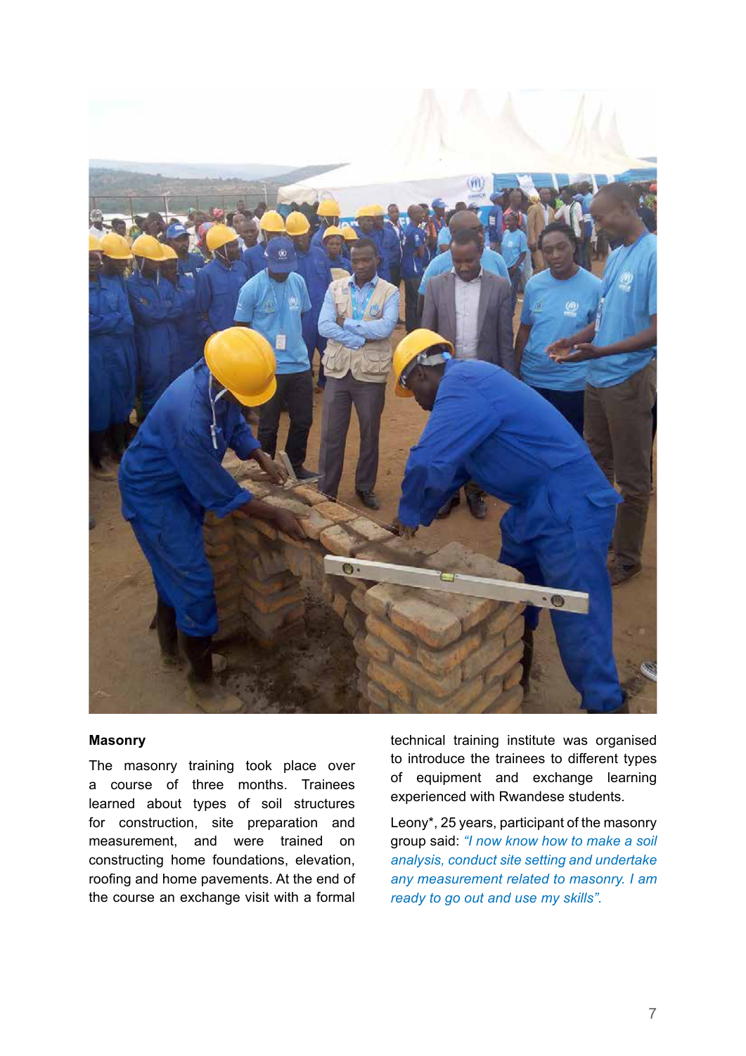### Masonry

The masonry training took place over a course of three months. Trainees learned about types of soil structures for construction, site preparation and measurement, and were trained on constructing home foundations, elevation, roofing and home pavements. At the end of the course an exchange visit with a formal technical training institute was organised to introduce the trainees to different types of equipment and exchange learning experienced with Rwandese students.

Leony*, 25 years, participant of the masonry group said: *"I now know how to make a soil analysis, conduct site setting and undertake any measurement related to masonry. I am ready to go out and use my skills".*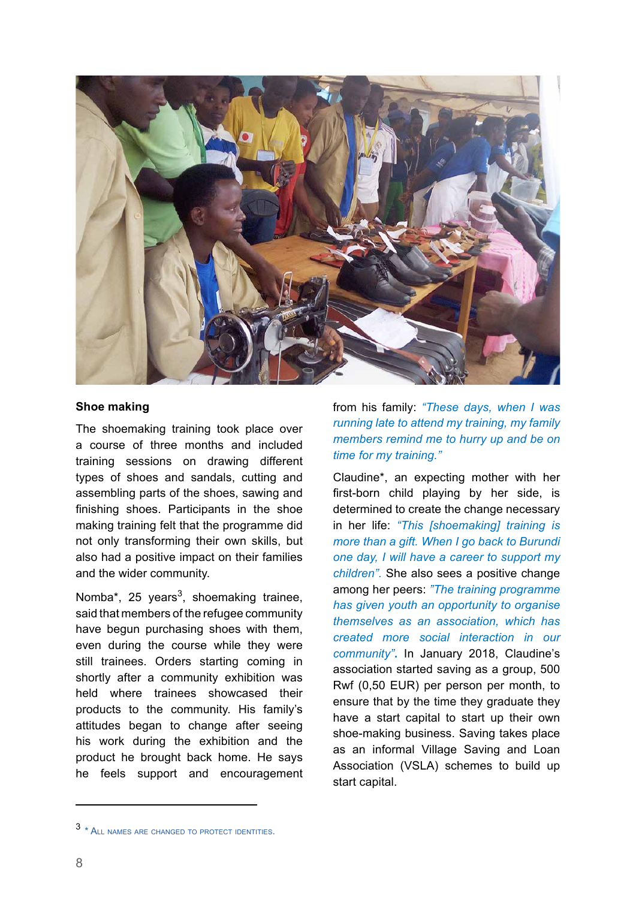**Shoe making**

The shoemaking training took place over a course of three months and included training sessions on drawing different types of shoes and sandals, cutting and assembling parts of the shoes, sawing and finishing shoes. Participants in the shoe making training felt that the programme did not only transforming their own skills, but also had a positive impact on their families and the wider community.

Nomba*, 25 years[3], shoemaking trainee, said that members of the refugee community have begun purchasing shoes with them, even during the course while they were still trainees. Orders starting coming in shortly after a community exhibition was held where trainees showcased their products to the community. His family's attitudes began to change after seeing his work during the exhibition and the product he brought back home. He says he feels support and encouragement from his family: *"These days, when I was running late to attend my training, my family members remind me to hurry up and be on time for my training."*

Claudine*, an expecting mother with her first-born child playing by her side, is determined to create the change necessary in her life: *"This [shoemaking] training is more than a gift. When I go back to Burundi one day, I will have a career to support my children".* She also sees a positive change among her peers: *"The training programme has given youth an opportunity to organise themselves as an association, which has created more social interaction in our community"*. In January 2018, Claudine's association started saving as a group, 500 Rwf (0,50 EUR) per person per month, to ensure that by the time they graduate they have a start capital to start up their own shoe-making business. Saving takes place as an informal Village Saving and Loan Association (VSLA) schemes to build up start capital.

---

3 * All names are changed to protect identities.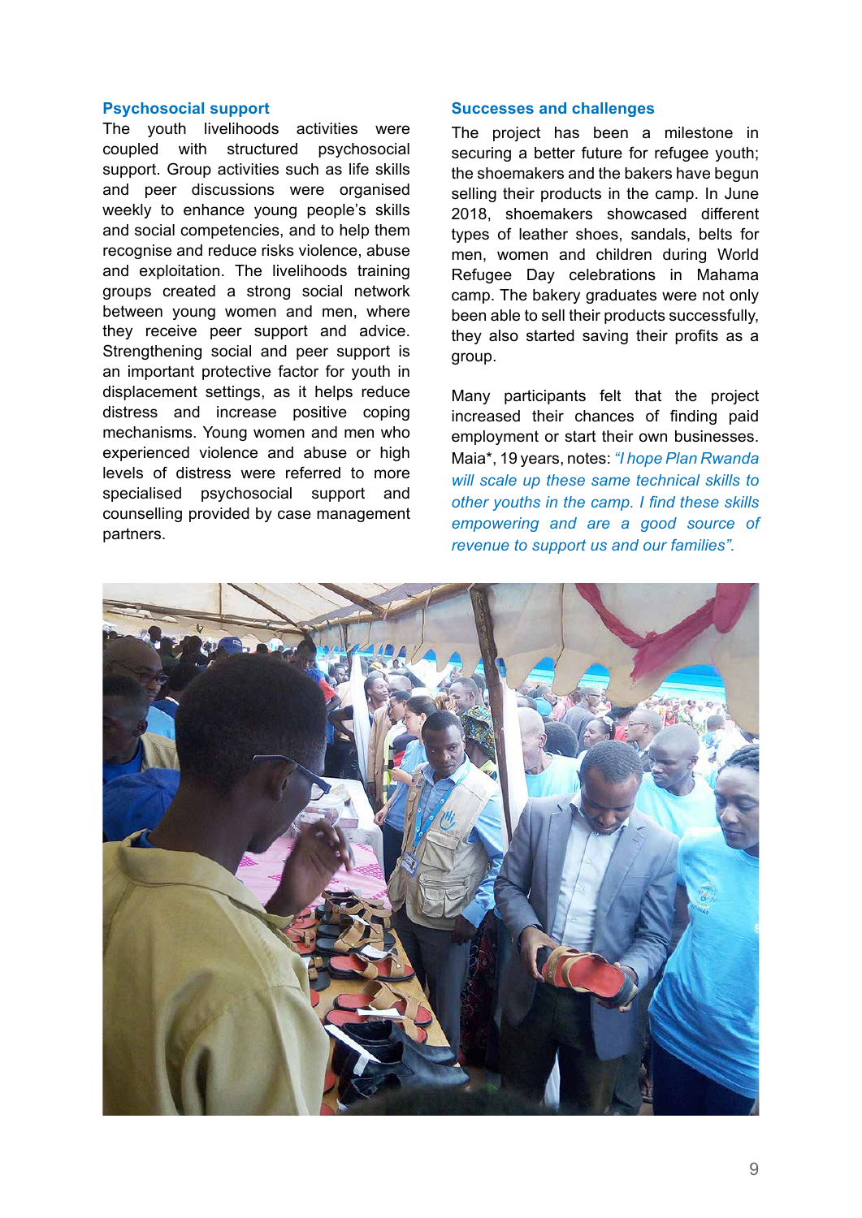### Psychosocial support

The youth livelihoods activities were coupled with structured psychosocial support. Group activities such as life skills and peer discussions were organised weekly to enhance young people's skills and social competencies, and to help them recognise and reduce risks violence, abuse and exploitation. The livelihoods training groups created a strong social network between young women and men, where they receive peer support and advice. Strengthening social and peer support is an important protective factor for youth in displacement settings, as it helps reduce distress and increase positive coping mechanisms. Young women and men who experienced violence and abuse or high levels of distress were referred to more specialised psychosocial support and counselling provided by case management partners.

### Successes and challenges

The project has been a milestone in securing a better future for refugee youth; the shoemakers and the bakers have begun selling their products in the camp. In June 2018, shoemakers showcased different types of leather shoes, sandals, belts for men, women and children during World Refugee Day celebrations in Mahama camp. The bakery graduates were not only been able to sell their products successfully, they also started saving their profits as a group.

Many participants felt that the project increased their chances of finding paid employment or start their own businesses. Maia*, 19 years, notes: *"I hope Plan Rwanda will scale up these same technical skills to other youths in the camp. I find these skills empowering and are a good source of revenue to support us and our families".*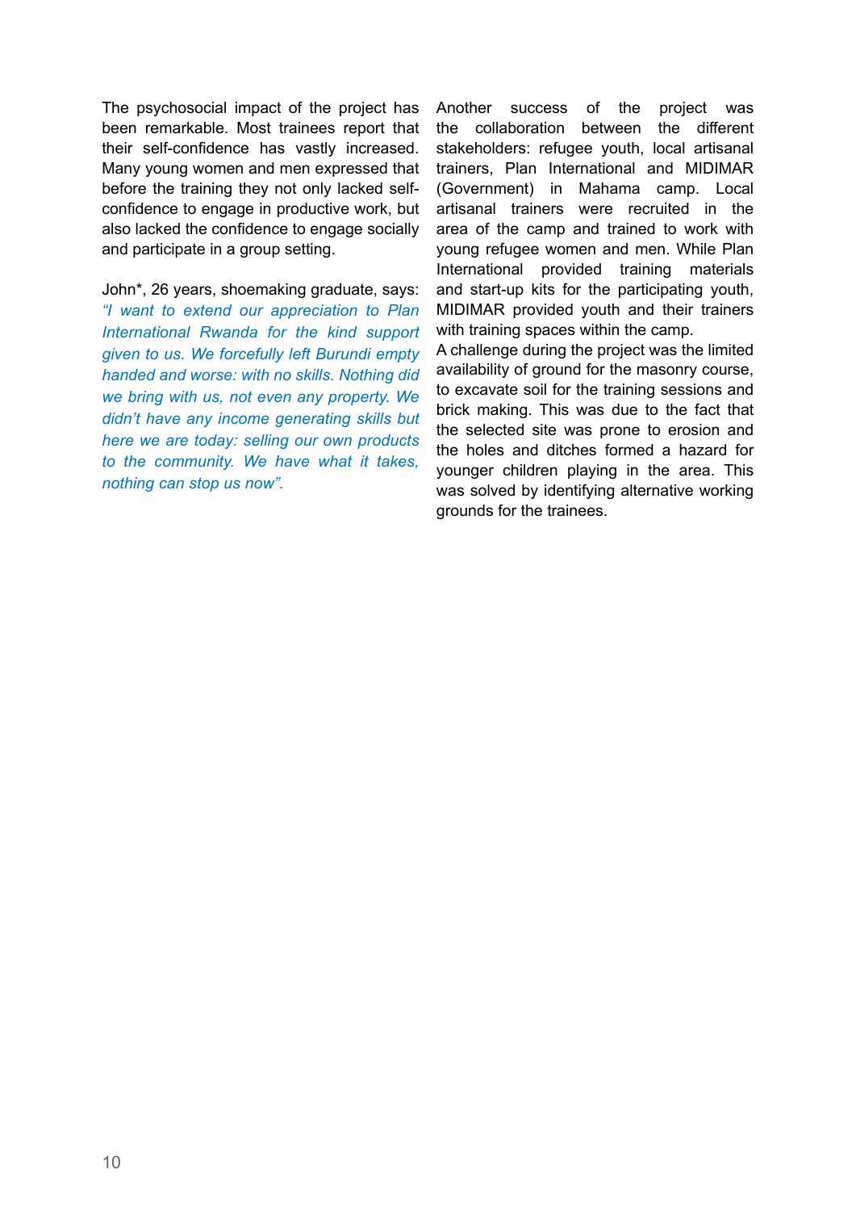The psychosocial impact of the project has been remarkable. Most trainees report that their self-confidence has vastly increased. Many young women and men expressed that before the training they not only lacked self-confidence to engage in productive work, but also lacked the confidence to engage socially and participate in a group setting.

John*, 26 years, shoemaking graduate, says: *"I want to extend our appreciation to Plan International Rwanda for the kind support given to us. We forcefully left Burundi empty handed and worse: with no skills. Nothing did we bring with us, not even any property. We didn't have any income generating skills but here we are today: selling our own products to the community. We have what it takes, nothing can stop us now".*

Another success of the project was the collaboration between the different stakeholders: refugee youth, local artisanal trainers, Plan International and MIDIMAR (Government) in Mahama camp. Local artisanal trainers were recruited in the area of the camp and trained to work with young refugee women and men. While Plan International provided training materials and start-up kits for the participating youth, MIDIMAR provided youth and their trainers with training spaces within the camp.

A challenge during the project was the limited availability of ground for the masonry course, to excavate soil for the training sessions and brick making. This was due to the fact that the selected site was prone to erosion and the holes and ditches formed a hazard for younger children playing in the area. This was solved by identifying alternative working grounds for the trainees.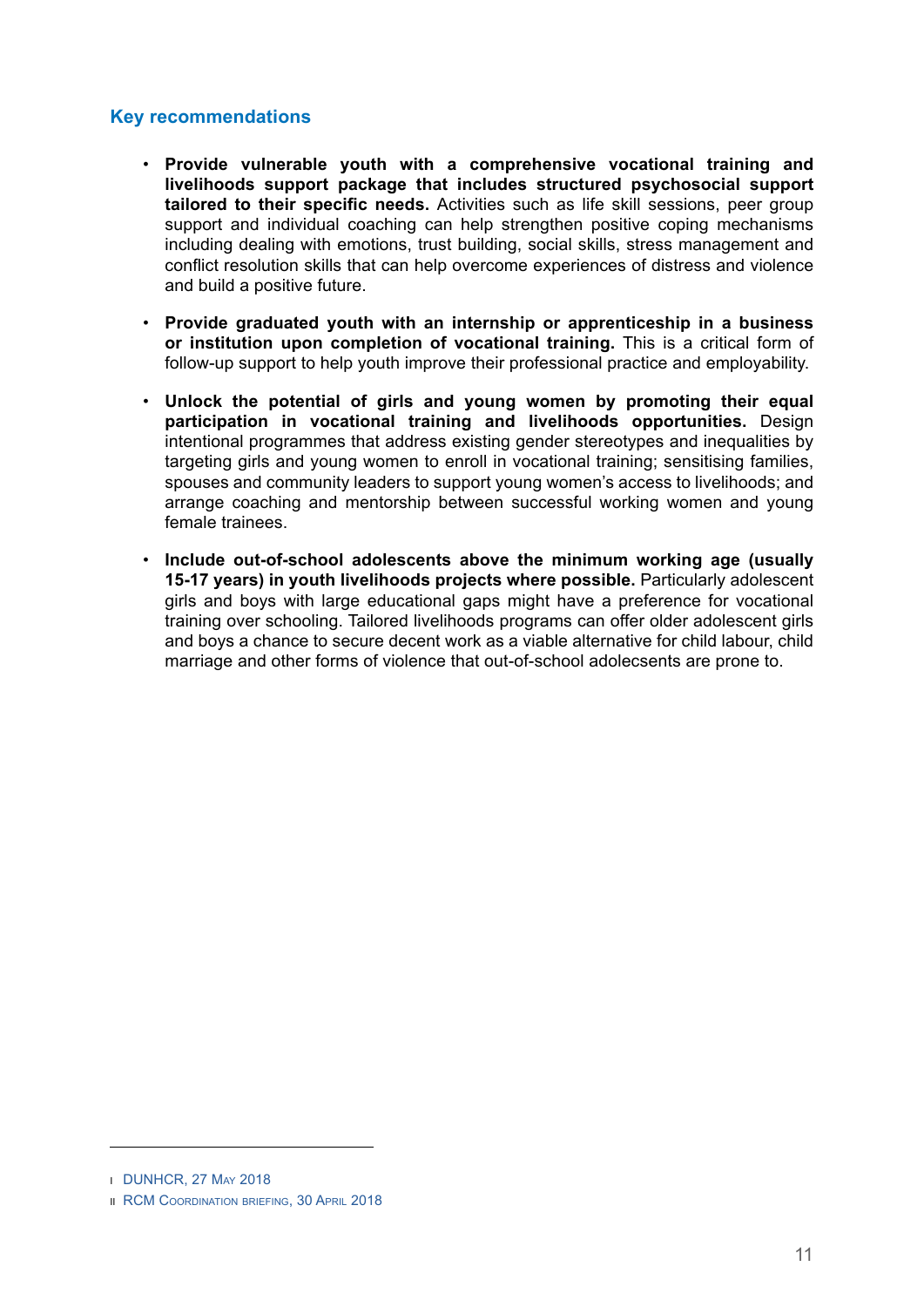## Key recommendations

- **Provide vulnerable youth with a comprehensive vocational training and livelihoods support package that includes structured psychosocial support tailored to their specific needs.** Activities such as life skill sessions, peer group support and individual coaching can help strengthen positive coping mechanisms including dealing with emotions, trust building, social skills, stress management and conflict resolution skills that can help overcome experiences of distress and violence and build a positive future.

- **Provide graduated youth with an internship or apprenticeship in a business or institution upon completion of vocational training.** This is a critical form of follow-up support to help youth improve their professional practice and employability.

- **Unlock the potential of girls and young women by promoting their equal participation in vocational training and livelihoods opportunities.** Design intentional programmes that address existing gender stereotypes and inequalities by targeting girls and young women to enroll in vocational training; sensitising families, spouses and community leaders to support young women's access to livelihoods; and arrange coaching and mentorship between successful working women and young female trainees.

- **Include out-of-school adolescents above the minimum working age (usually 15-17 years) in youth livelihoods projects where possible.** Particularly adolescent girls and boys with large educational gaps might have a preference for vocational training over schooling. Tailored livelihoods programs can offer older adolescent girls and boys a chance to secure decent work as a viable alternative for child labour, child marriage and other forms of violence that out-of-school adolecsents are prone to.

---

I DUNHCR, 27 May 2018

II RCM Coordination briefing, 30 April 2018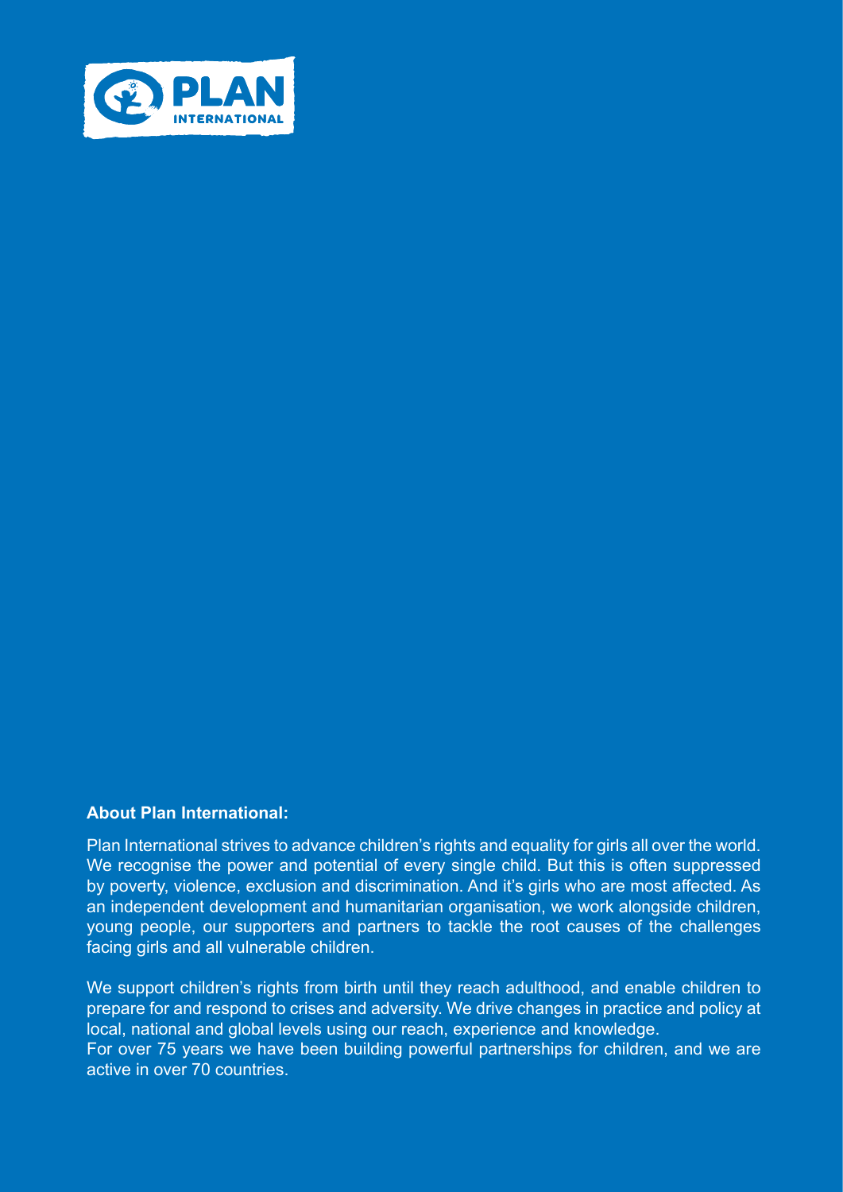**About Plan International:**

Plan International strives to advance children's rights and equality for girls all over the world. We recognise the power and potential of every single child. But this is often suppressed by poverty, violence, exclusion and discrimination. And it's girls who are most affected. As an independent development and humanitarian organisation, we work alongside children, young people, our supporters and partners to tackle the root causes of the challenges facing girls and all vulnerable children.

We support children's rights from birth until they reach adulthood, and enable children to prepare for and respond to crises and adversity. We drive changes in practice and policy at local, national and global levels using our reach, experience and knowledge.
For over 75 years we have been building powerful partnerships for children, and we are active in over 70 countries.